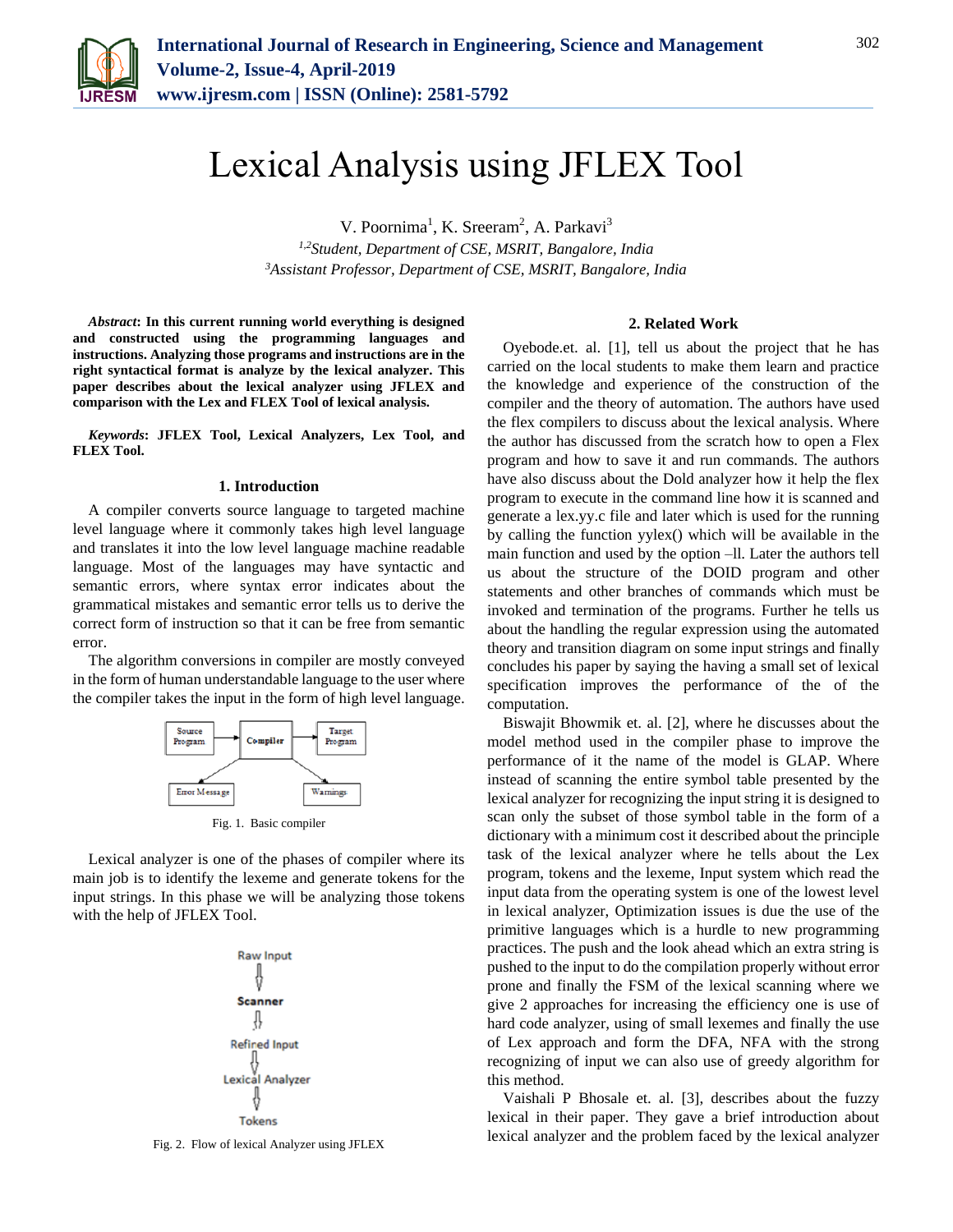# Lexical Analysis using JFLEX Tool

V. Poornima[1], K. Sreeram[2], A. Parkavi[3]

[1,2]*Student, Department of CSE, MSRIT, Bangalore, India*
[3]*Assistant Professor, Department of CSE, MSRIT, Bangalore, India*

***Abstract*: In this current running world everything is designed and constructed using the programming languages and instructions. Analyzing those programs and instructions are in the right syntactical format is analyze by the lexical analyzer. This paper describes about the lexical analyzer using JFLEX and comparison with the Lex and FLEX Tool of lexical analysis.**

***Keywords*: JFLEX Tool, Lexical Analyzers, Lex Tool, and FLEX Tool.**

## 1. Introduction

A compiler converts source language to targeted machine level language where it commonly takes high level language and translates it into the low level language machine readable language. Most of the languages may have syntactic and semantic errors, where syntax error indicates about the grammatical mistakes and semantic error tells us to derive the correct form of instruction so that it can be free from semantic error.

The algorithm conversions in compiler are mostly conveyed in the form of human understandable language to the user where the compiler takes the input in the form of high level language.

Source Program → Compiler → Target Program; Compiler → Error Message; Compiler → Warnings

Fig. 1. Basic compiler

Lexical analyzer is one of the phases of compiler where its main job is to identify the lexeme and generate tokens for the input strings. In this phase we will be analyzing those tokens with the help of JFLEX Tool.

Raw Input → Scanner → Refined Input → Lexical Analyzer → Tokens

Fig. 2. Flow of lexical Analyzer using JFLEX

## 2. Related Work

Oyebode.et. al. [1], tell us about the project that he has carried on the local students to make them learn and practice the knowledge and experience of the construction of the compiler and the theory of automation. The authors have used the flex compilers to discuss about the lexical analysis. Where the author has discussed from the scratch how to open a Flex program and how to save it and run commands. The authors have also discuss about the Dold analyzer how it help the flex program to execute in the command line how it is scanned and generate a lex.yy.c file and later which is used for the running by calling the function yylex() which will be available in the main function and used by the option –ll. Later the authors tell us about the structure of the DOID program and other statements and other branches of commands which must be invoked and termination of the programs. Further he tells us about the handling the regular expression using the automated theory and transition diagram on some input strings and finally concludes his paper by saying the having a small set of lexical specification improves the performance of the of the computation.

Biswajit Bhowmik et. al. [2], where he discusses about the model method used in the compiler phase to improve the performance of it the name of the model is GLAP. Where instead of scanning the entire symbol table presented by the lexical analyzer for recognizing the input string it is designed to scan only the subset of those symbol table in the form of a dictionary with a minimum cost it described about the principle task of the lexical analyzer where he tells about the Lex program, tokens and the lexeme, Input system which read the input data from the operating system is one of the lowest level in lexical analyzer, Optimization issues is due the use of the primitive languages which is a hurdle to new programming practices. The push and the look ahead which an extra string is pushed to the input to do the compilation properly without error prone and finally the FSM of the lexical scanning where we give 2 approaches for increasing the efficiency one is use of hard code analyzer, using of small lexemes and finally the use of Lex approach and form the DFA, NFA with the strong recognizing of input we can also use of greedy algorithm for this method.

Vaishali P Bhosale et. al. [3], describes about the fuzzy lexical in their paper. They gave a brief introduction about lexical analyzer and the problem faced by the lexical analyzer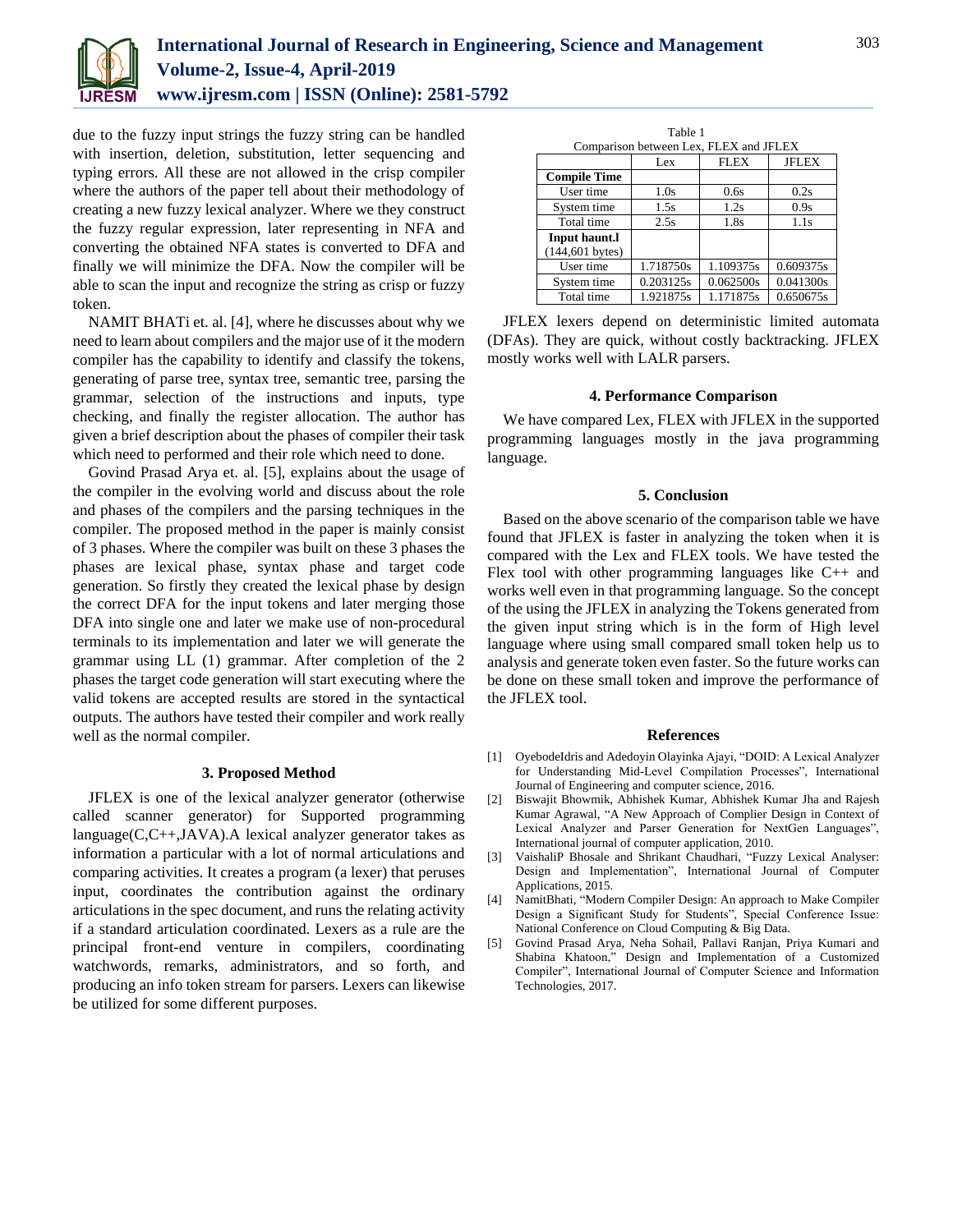due to the fuzzy input strings the fuzzy string can be handled with insertion, deletion, substitution, letter sequencing and typing errors. All these are not allowed in the crisp compiler where the authors of the paper tell about their methodology of creating a new fuzzy lexical analyzer. Where we they construct the fuzzy regular expression, later representing in NFA and converting the obtained NFA states is converted to DFA and finally we will minimize the DFA. Now the compiler will be able to scan the input and recognize the string as crisp or fuzzy token.

NAMIT BHATi et. al. [4], where he discusses about why we need to learn about compilers and the major use of it the modern compiler has the capability to identify and classify the tokens, generating of parse tree, syntax tree, semantic tree, parsing the grammar, selection of the instructions and inputs, type checking, and finally the register allocation. The author has given a brief description about the phases of compiler their task which need to performed and their role which need to done.

Govind Prasad Arya et. al. [5], explains about the usage of the compiler in the evolving world and discuss about the role and phases of the compilers and the parsing techniques in the compiler. The proposed method in the paper is mainly consist of 3 phases. Where the compiler was built on these 3 phases the phases are lexical phase, syntax phase and target code generation. So firstly they created the lexical phase by design the correct DFA for the input tokens and later merging those DFA into single one and later we make use of non-procedural terminals to its implementation and later we will generate the grammar using LL (1) grammar. After completion of the 2 phases the target code generation will start executing where the valid tokens are accepted results are stored in the syntactical outputs. The authors have tested their compiler and work really well as the normal compiler.

## 3. Proposed Method

JFLEX is one of the lexical analyzer generator (otherwise called scanner generator) for Supported programming language(C,C++,JAVA).A lexical analyzer generator takes as information a particular with a lot of normal articulations and comparing activities. It creates a program (a lexer) that peruses input, coordinates the contribution against the ordinary articulations in the spec document, and runs the relating activity if a standard articulation coordinated. Lexers as a rule are the principal front-end venture in compilers, coordinating watchwords, remarks, administrators, and so forth, and producing an info token stream for parsers. Lexers can likewise be utilized for some different purposes.

Table 1
Comparison between Lex, FLEX and JFLEX

| | Lex | FLEX | JFLEX |
|---|---|---|---|
| **Compile Time** | | | |
| User time | 1.0s | 0.6s | 0.2s |
| System time | 1.5s | 1.2s | 0.9s |
| Total time | 2.5s | 1.8s | 1.1s |
| **Input haunt.l** (144,601 bytes) | | | |
| User time | 1.718750s | 1.109375s | 0.609375s |
| System time | 0.203125s | 0.062500s | 0.041300s |
| Total time | 1.921875s | 1.171875s | 0.650675s |

JFLEX lexers depend on deterministic limited automata (DFAs). They are quick, without costly backtracking. JFLEX mostly works well with LALR parsers.

## 4. Performance Comparison

We have compared Lex, FLEX with JFLEX in the supported programming languages mostly in the java programming language.

## 5. Conclusion

Based on the above scenario of the comparison table we have found that JFLEX is faster in analyzing the token when it is compared with the Lex and FLEX tools. We have tested the Flex tool with other programming languages like C++ and works well even in that programming language. So the concept of the using the JFLEX in analyzing the Tokens generated from the given input string which is in the form of High level language where using small compared small token help us to analysis and generate token even faster. So the future works can be done on these small token and improve the performance of the JFLEX tool.

## References

[1] OyebodeIdris and Adedoyin Olayinka Ajayi, "DOID: A Lexical Analyzer for Understanding Mid-Level Compilation Processes", International Journal of Engineering and computer science, 2016.

[2] Biswajit Bhowmik, Abhishek Kumar, Abhishek Kumar Jha and Rajesh Kumar Agrawal, "A New Approach of Complier Design in Context of Lexical Analyzer and Parser Generation for NextGen Languages", International journal of computer application, 2010.

[3] VaishaliP Bhosale and Shrikant Chaudhari, "Fuzzy Lexical Analyser: Design and Implementation", International Journal of Computer Applications, 2015.

[4] NamitBhati, "Modern Compiler Design: An approach to Make Compiler Design a Significant Study for Students", Special Conference Issue: National Conference on Cloud Computing & Big Data.

[5] Govind Prasad Arya, Neha Sohail, Pallavi Ranjan, Priya Kumari and Shabina Khatoon," Design and Implementation of a Customized Compiler", International Journal of Computer Science and Information Technologies, 2017.